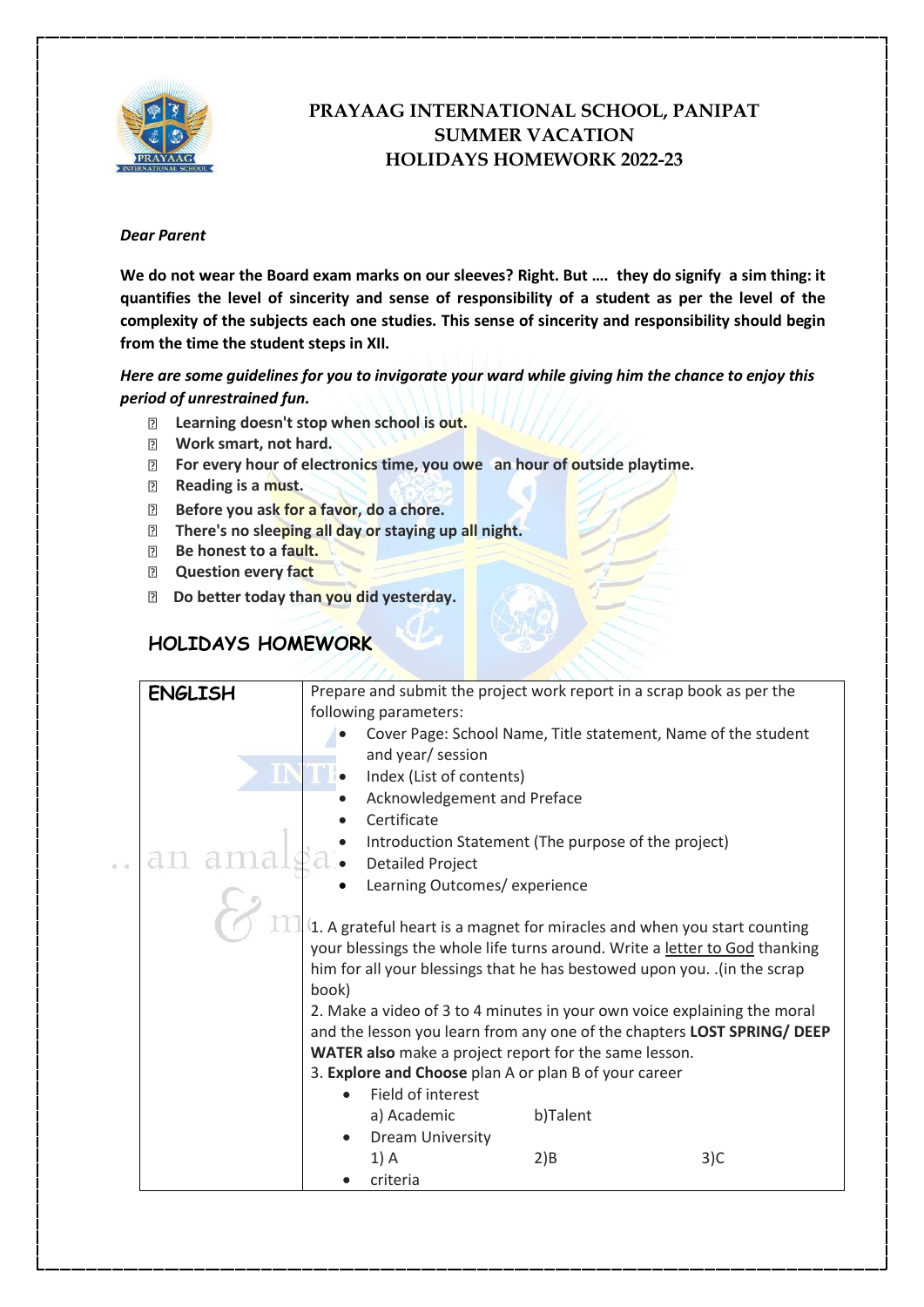# PRAYAAG INTERNATIONAL SCHOOL, PANIPAT
## SUMMER VACATION
## HOLIDAYS HOMEWORK 2022-23

***Dear Parent***

**We do not wear the Board exam marks on our sleeves? Right. But …. they do signify a sim thing: it quantifies the level of sincerity and sense of responsibility of a student as per the level of the complexity of the subjects each one studies. This sense of sincerity and responsibility should begin from the time the student steps in XII.**

***Here are some guidelines for you to invigorate your ward while giving him the chance to enjoy this period of unrestrained fun.***

- **Learning doesn't stop when school is out.**
- **Work smart, not hard.**
- **For every hour of electronics time, you owe an hour of outside playtime.**
- **Reading is a must.**
- **Before you ask for a favor, do a chore.**
- **There's no sleeping all day or staying up all night.**
- **Be honest to a fault.**
- **Question every fact**
- **Do better today than you did yesterday.**

## HOLIDAYS HOMEWORK

| | |
|---|---|
| **ENGLISH** | Prepare and submit the project work report in a scrap book as per the following parameters:<br>• Cover Page: School Name, Title statement, Name of the student and year/ session<br>• Index (List of contents)<br>• Acknowledgement and Preface<br>• Certificate<br>• Introduction Statement (The purpose of the project)<br>• Detailed Project<br>• Learning Outcomes/ experience<br><br>1. A grateful heart is a magnet for miracles and when you start counting your blessings the whole life turns around. Write a letter to God thanking him for all your blessings that he has bestowed upon you. .(in the scrap book)<br>2. Make a video of 3 to 4 minutes in your own voice explaining the moral and the lesson you learn from any one of the chapters **LOST SPRING/ DEEP WATER also** make a project report for the same lesson.<br>3. **Explore and Choose** plan A or plan B of your career<br>• Field of interest<br>a) Academic b)Talent<br>• Dream University<br>1) A 2)B 3)C<br>• criteria |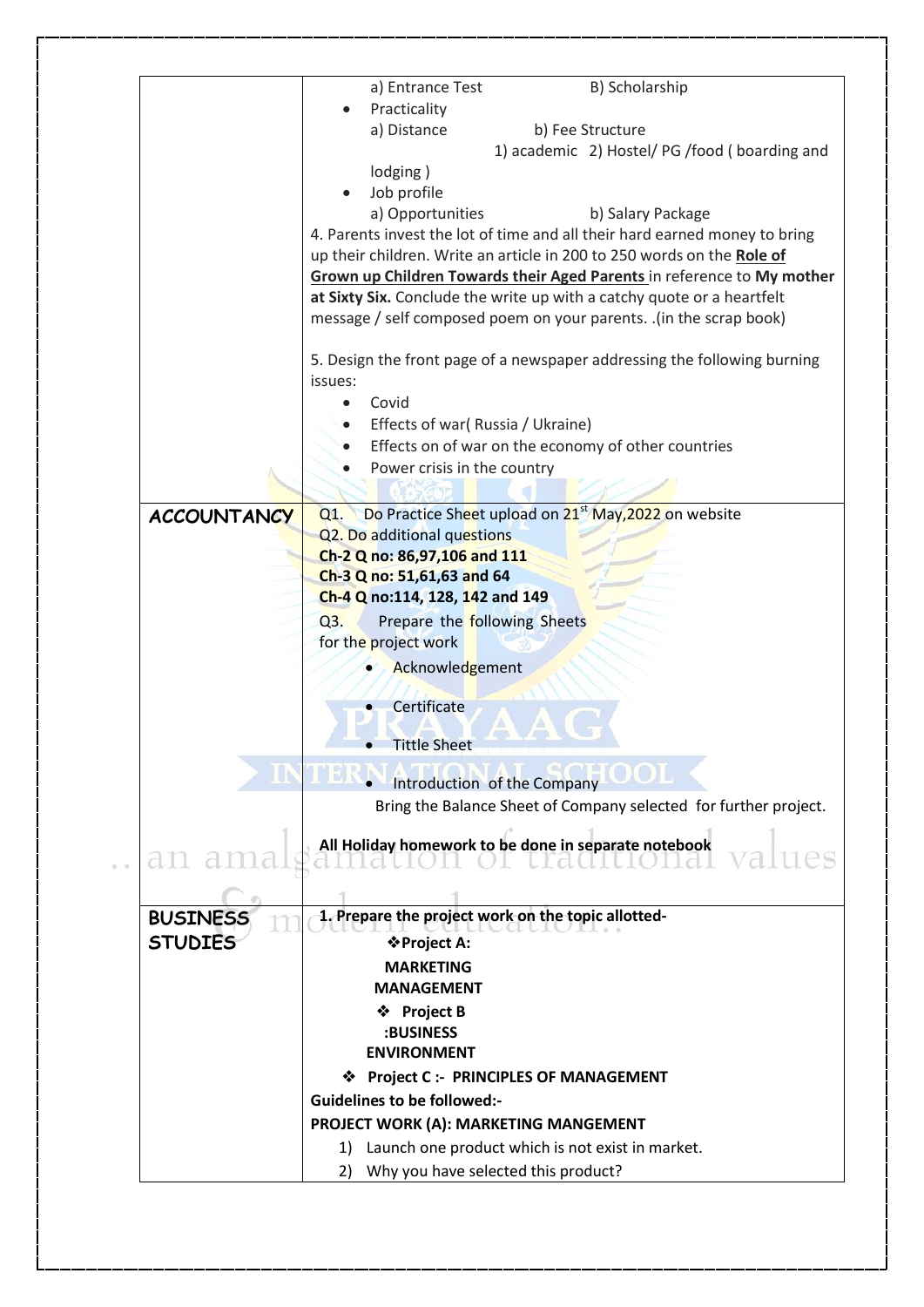| | |
|---|---|
| | a) Entrance Test B) Scholarship<br>• Practicality<br>a) Distance b) Fee Structure<br>1) academic 2) Hostel/ PG /food ( boarding and lodging )<br>• Job profile<br>a) Opportunities b) Salary Package<br>4. Parents invest the lot of time and all their hard earned money to bring up their children. Write an article in 200 to 250 words on the **Role of Grown up Children Towards their Aged Parents** in reference to **My mother at Sixty Six.** Conclude the write up with a catchy quote or a heartfelt message / self composed poem on your parents. .(in the scrap book)<br><br>5. Design the front page of a newspaper addressing the following burning issues:<br>• Covid<br>• Effects of war( Russia / Ukraine)<br>• Effects on of war on the economy of other countries<br>• Power crisis in the country |
| **ACCOUNTANCY** | Q1. Do Practice Sheet upload on 21st May,2022 on website<br>Q2. Do additional questions<br>**Ch-2 Q no: 86,97,106 and 111**<br>**Ch-3 Q no: 51,61,63 and 64**<br>**Ch-4 Q no:114, 128, 142 and 149**<br>Q3. Prepare the following Sheets for the project work<br>• Acknowledgement<br>• Certificate<br>• Tittle Sheet<br>• Introduction of the Company<br>Bring the Balance Sheet of Company selected for further project.<br><br>**All Holiday homework to be done in separate notebook** |
| **BUSINESS STUDIES** | **1. Prepare the project work on the topic allotted-**<br>❖ **Project A: MARKETING MANAGEMENT**<br>❖ **Project B :BUSINESS ENVIRONMENT**<br>❖ **Project C :- PRINCIPLES OF MANAGEMENT**<br>**Guidelines to be followed:-**<br>**PROJECT WORK (A): MARKETING MANGEMENT**<br>1) Launch one product which is not exist in market.<br>2) Why you have selected this product? |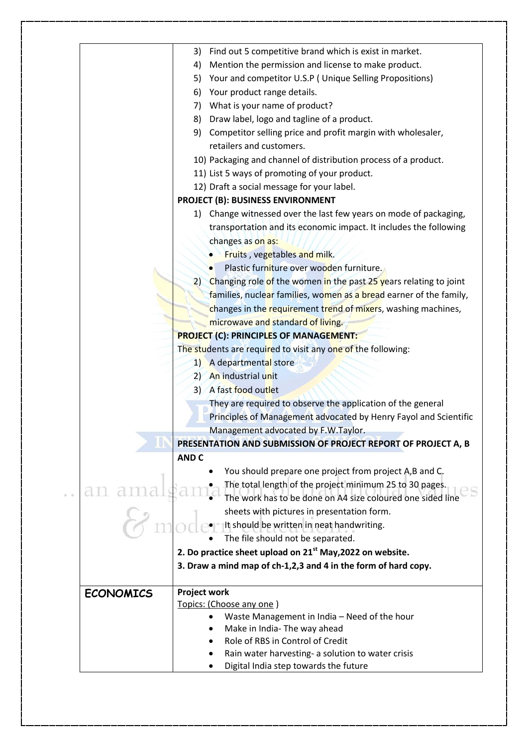| | |
|---|---|
| | 3) Find out 5 competitive brand which is exist in market.<br>4) Mention the permission and license to make product.<br>5) Your and competitor U.S.P ( Unique Selling Propositions)<br>6) Your product range details.<br>7) What is your name of product?<br>8) Draw label, logo and tagline of a product.<br>9) Competitor selling price and profit margin with wholesaler, retailers and customers.<br>10) Packaging and channel of distribution process of a product.<br>11) List 5 ways of promoting of your product.<br>12) Draft a social message for your label.<br>**PROJECT (B): BUSINESS ENVIRONMENT**<br>1) Change witnessed over the last few years on mode of packaging, transportation and its economic impact. It includes the following changes as on as:<br>• Fruits , vegetables and milk.<br>• Plastic furniture over wooden furniture.<br>2) Changing role of the women in the past 25 years relating to joint families, nuclear families, women as a bread earner of the family, changes in the requirement trend of mixers, washing machines, microwave and standard of living.<br>**PROJECT (C): PRINCIPLES OF MANAGEMENT:**<br>The students are required to visit any one of the following:<br>1) A departmental store<br>2) An industrial unit<br>3) A fast food outlet<br>They are required to observe the application of the general Principles of Management advocated by Henry Fayol and Scientific Management advocated by F.W.Taylor.<br>**PRESENTATION AND SUBMISSION OF PROJECT REPORT OF PROJECT A, B AND C**<br>• You should prepare one project from project A,B and C.<br>• The total length of the project minimum 25 to 30 pages.<br>• The work has to be done on A4 size coloured one sided line sheets with pictures in presentation form.<br>• It should be written in neat handwriting.<br>• The file should not be separated.<br>**2. Do practice sheet upload on 21st May,2022 on website.**<br>**3. Draw a mind map of ch-1,2,3 and 4 in the form of hard copy.** |
| **ECONOMICS** | **Project work**<br>Topics: (Choose any one )<br>• Waste Management in India – Need of the hour<br>• Make in India- The way ahead<br>• Role of RBS in Control of Credit<br>• Rain water harvesting- a solution to water crisis<br>• Digital India step towards the future |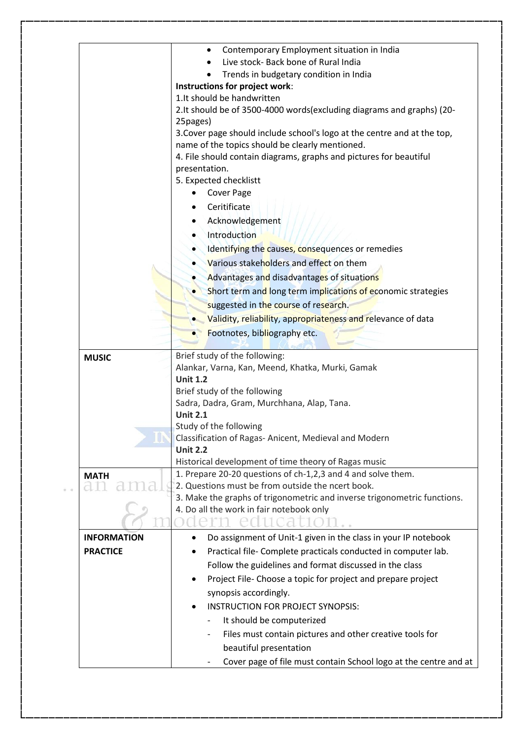| | |
|---|---|
| | • Contemporary Employment situation in India<br>• Live stock- Back bone of Rural India<br>• Trends in budgetary condition in India<br>**Instructions for project work**:<br>1.It should be handwritten<br>2.It should be of 3500-4000 words(excluding diagrams and graphs) (20-25pages)<br>3.Cover page should include school's logo at the centre and at the top, name of the topics should be clearly mentioned.<br>4. File should contain diagrams, graphs and pictures for beautiful presentation.<br>5. Expected checklistt<br>• Cover Page<br>• Ceritificate<br>• Acknowledgement<br>• Introduction<br>• Identifying the causes, consequences or remedies<br>• Various stakeholders and effect on them<br>• Advantages and disadvantages of situations<br>• Short term and long term implications of economic strategies suggested in the course of research.<br>• Validity, reliability, appropriateness and relevance of data<br>• Footnotes, bibliography etc. |
| **MUSIC** | Brief study of the following:<br>Alankar, Varna, Kan, Meend, Khatka, Murki, Gamak<br>**Unit 1.2**<br>Brief study of the following<br>Sadra, Dadra, Gram, Murchhana, Alap, Tana.<br>**Unit 2.1**<br>Study of the following<br>Classification of Ragas- Anicent, Medieval and Modern<br>**Unit 2.2**<br>Historical development of time theory of Ragas music |
| **MATH** | 1. Prepare 20-20 questions of ch-1,2,3 and 4 and solve them.<br>2. Questions must be from outside the ncert book.<br>3. Make the graphs of trigonometric and inverse trigonometric functions.<br>4. Do all the work in fair notebook only |
| **INFORMATION PRACTICE** | • Do assignment of Unit-1 given in the class in your IP notebook<br>• Practical file- Complete practicals conducted in computer lab. Follow the guidelines and format discussed in the class<br>• Project File- Choose a topic for project and prepare project synopsis accordingly.<br>• INSTRUCTION FOR PROJECT SYNOPSIS:<br>- It should be computerized<br>- Files must contain pictures and other creative tools for beautiful presentation<br>- Cover page of file must contain School logo at the centre and at |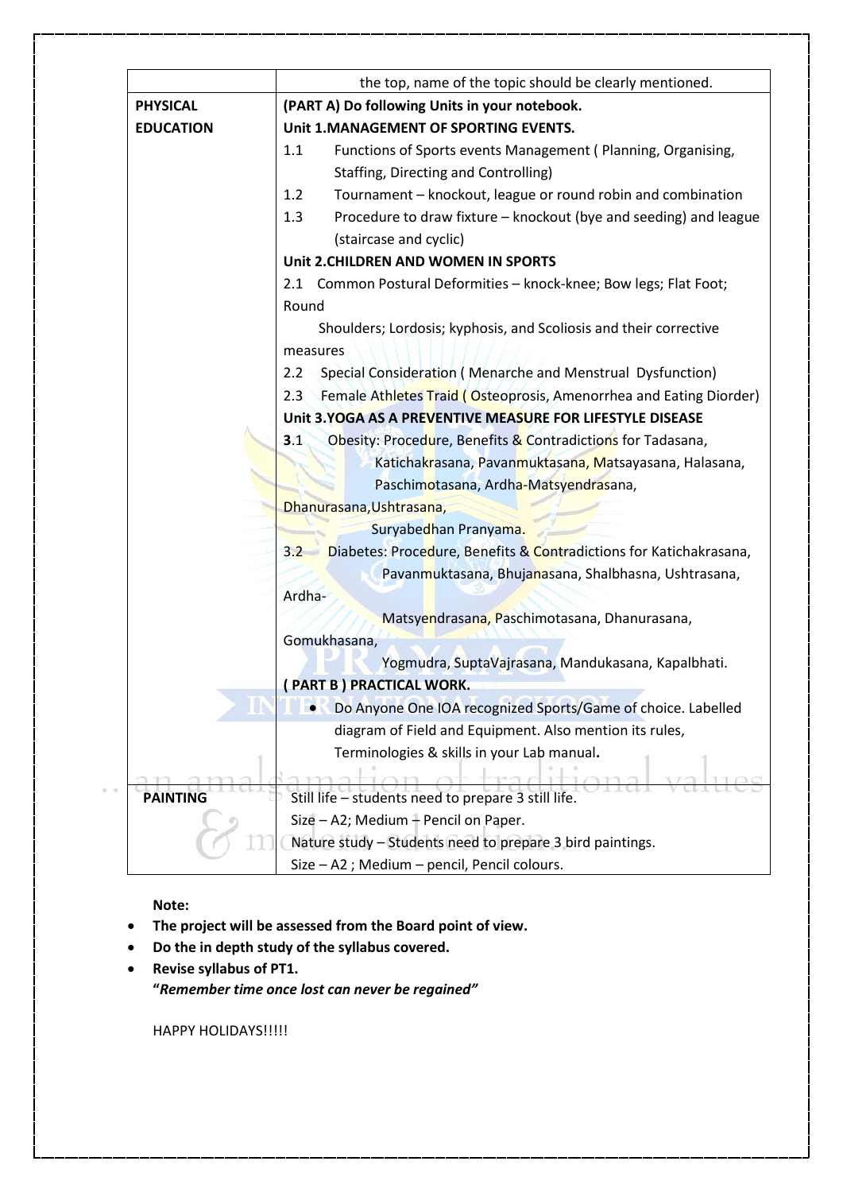| | |
|---|---|
| | the top, name of the topic should be clearly mentioned. |
| **PHYSICAL EDUCATION** | **(PART A) Do following Units in your notebook.**<br>**Unit 1.MANAGEMENT OF SPORTING EVENTS.**<br>1.1 Functions of Sports events Management ( Planning, Organising, Staffing, Directing and Controlling)<br>1.2 Tournament – knockout, league or round robin and combination<br>1.3 Procedure to draw fixture – knockout (bye and seeding) and league (staircase and cyclic)<br>**Unit 2.CHILDREN AND WOMEN IN SPORTS**<br>2.1 Common Postural Deformities – knock-knee; Bow legs; Flat Foot; Round Shoulders; Lordosis; kyphosis, and Scoliosis and their corrective measures<br>2.2 Special Consideration ( Menarche and Menstrual Dysfunction)<br>2.3 Female Athletes Traid ( Osteoprosis, Amenorrhea and Eating Diorder)<br>**Unit 3.YOGA AS A PREVENTIVE MEASURE FOR LIFESTYLE DISEASE**<br>3.1 Obesity: Procedure, Benefits & Contradictions for Tadasana, Katichakrasana, Pavanmuktasana, Matsayasana, Halasana, Paschimotasana, Ardha-Matsyendrasana, Dhanurasana,Ushtrasana, Suryabedhan Pranyama.<br>3.2 Diabetes: Procedure, Benefits & Contradictions for Katichakrasana, Pavanmuktasana, Bhujanasana, Shalbhasna, Ushtrasana, Ardha-Matsyendrasana, Paschimotasana, Dhanurasana, Gomukhasana, Yogmudra, SuptaVajrasana, Mandukasana, Kapalbhati.<br>**( PART B ) PRACTICAL WORK.**<br>• Do Anyone One IOA recognized Sports/Game of choice. Labelled diagram of Field and Equipment. Also mention its rules, Terminologies & skills in your Lab manual**.** |
| **PAINTING** | Still life – students need to prepare 3 still life.<br>Size – A2; Medium – Pencil on Paper.<br>Nature study – Students need to prepare 3 bird paintings.<br>Size – A2 ; Medium – pencil, Pencil colours. |

**Note:**

- **The project will be assessed from the Board point of view.**
- **Do the in depth study of the syllabus covered.**
- **Revise syllabus of PT1.**

**"*Remember time once lost can never be regained*"**

HAPPY HOLIDAYS!!!!!